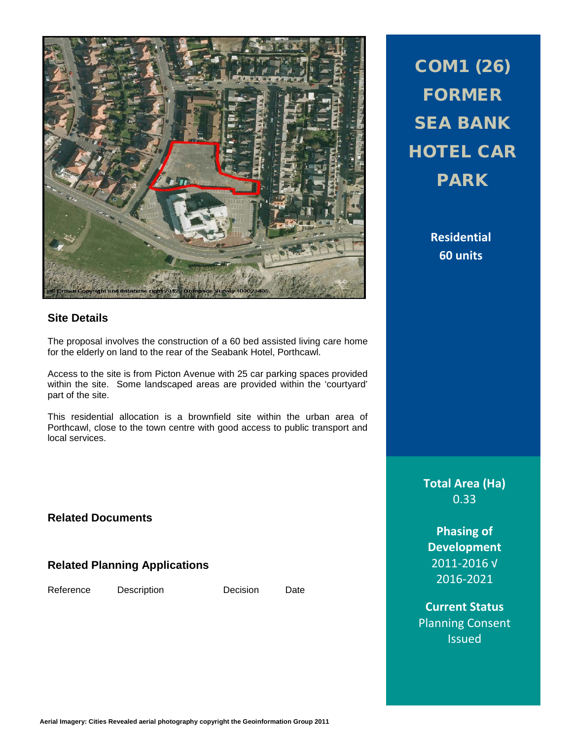# COM1 (26) FORMER SEA BANK HOTEL CAR PARK

**Residential**
**60 units**

## Site Details

The proposal involves the construction of a 60 bed assisted living care home for the elderly on land to the rear of the Seabank Hotel, Porthcawl.

Access to the site is from Picton Avenue with 25 car parking spaces provided within the site. Some landscaped areas are provided within the 'courtyard' part of the site.

This residential allocation is a brownfield site within the urban area of Porthcawl, close to the town centre with good access to public transport and local services.

**Total Area (Ha)**
0.33

**Phasing of Development**
2011-2016 √
2016-2021

**Current Status**
Planning Consent Issued

## Related Documents

## Related Planning Applications

| Reference | Description | Decision | Date |
|---|---|---|---|

Aerial Imagery: Cities Revealed aerial photography copyright the Geoinformation Group 2011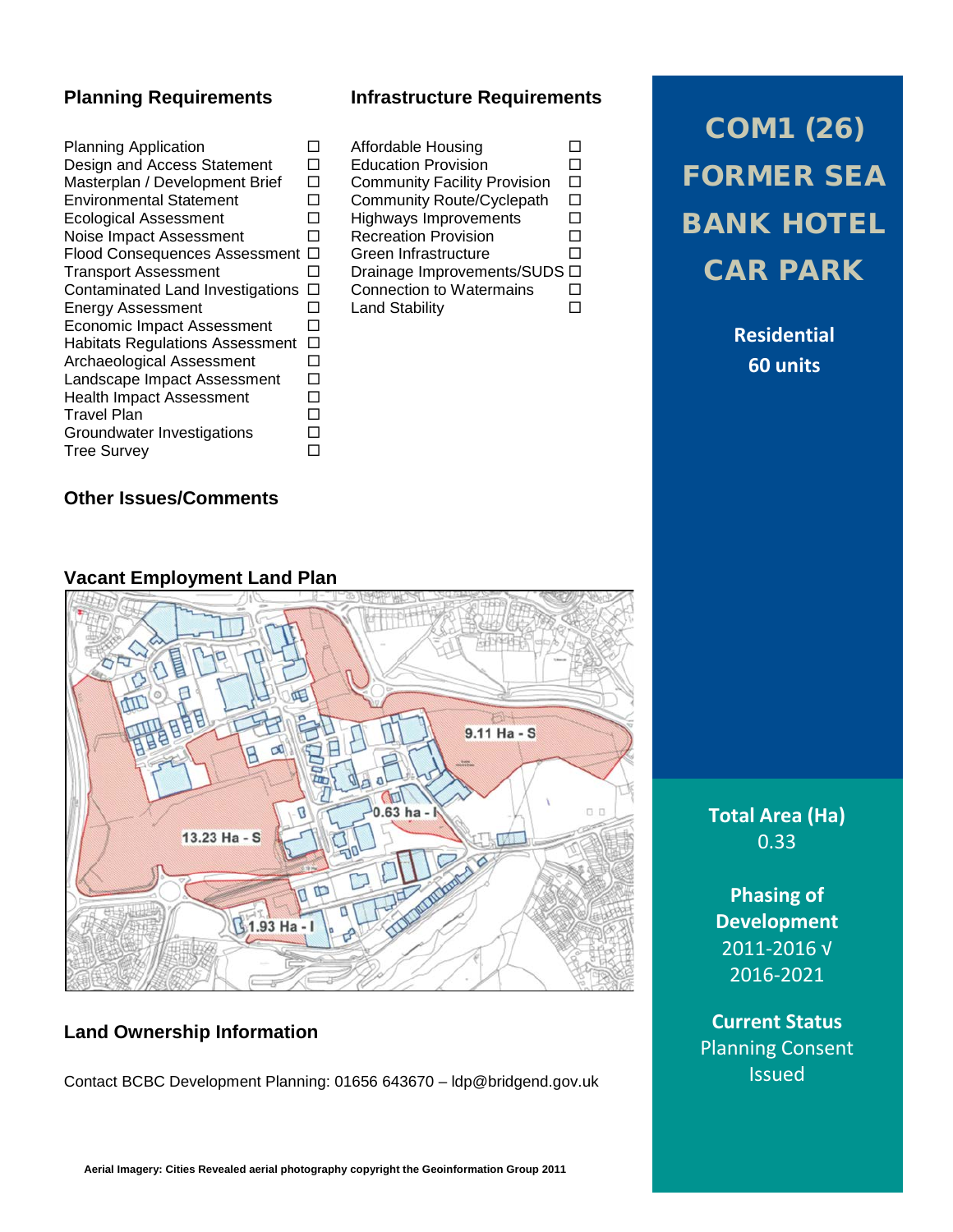## Planning Requirements

- Planning Application ☐
- Design and Access Statement ☐
- Masterplan / Development Brief ☐
- Environmental Statement ☐
- Ecological Assessment ☐
- Noise Impact Assessment ☐
- Flood Consequences Assessment ☐
- Transport Assessment ☐
- Contaminated Land Investigations ☐
- Energy Assessment ☐
- Economic Impact Assessment ☐
- Habitats Regulations Assessment ☐
- Archaeological Assessment ☐
- Landscape Impact Assessment ☐
- Health Impact Assessment ☐
- Travel Plan ☐
- Groundwater Investigations ☐
- Tree Survey ☐

## Infrastructure Requirements

- Affordable Housing ☐
- Education Provision ☐
- Community Facility Provision ☐
- Community Route/Cyclepath ☐
- Highways Improvements ☐
- Recreation Provision ☐
- Green Infrastructure ☐
- Drainage Improvements/SUDS ☐
- Connection to Watermains ☐
- Land Stability ☐

## Other Issues/Comments

## Vacant Employment Land Plan

9.11 Ha - S

0.63 ha - I

13.23 Ha - S

1.93 Ha - I

## Land Ownership Information

Contact BCBC Development Planning: 01656 643670 – ldp@bridgend.gov.uk

Aerial Imagery: Cities Revealed aerial photography copyright the Geoinformation Group 2011

# COM1 (26) FORMER SEA BANK HOTEL CAR PARK

**Residential**
**60 units**

**Total Area (Ha)**
0.33

**Phasing of Development**
2011-2016 √
2016-2021

**Current Status**
Planning Consent Issued